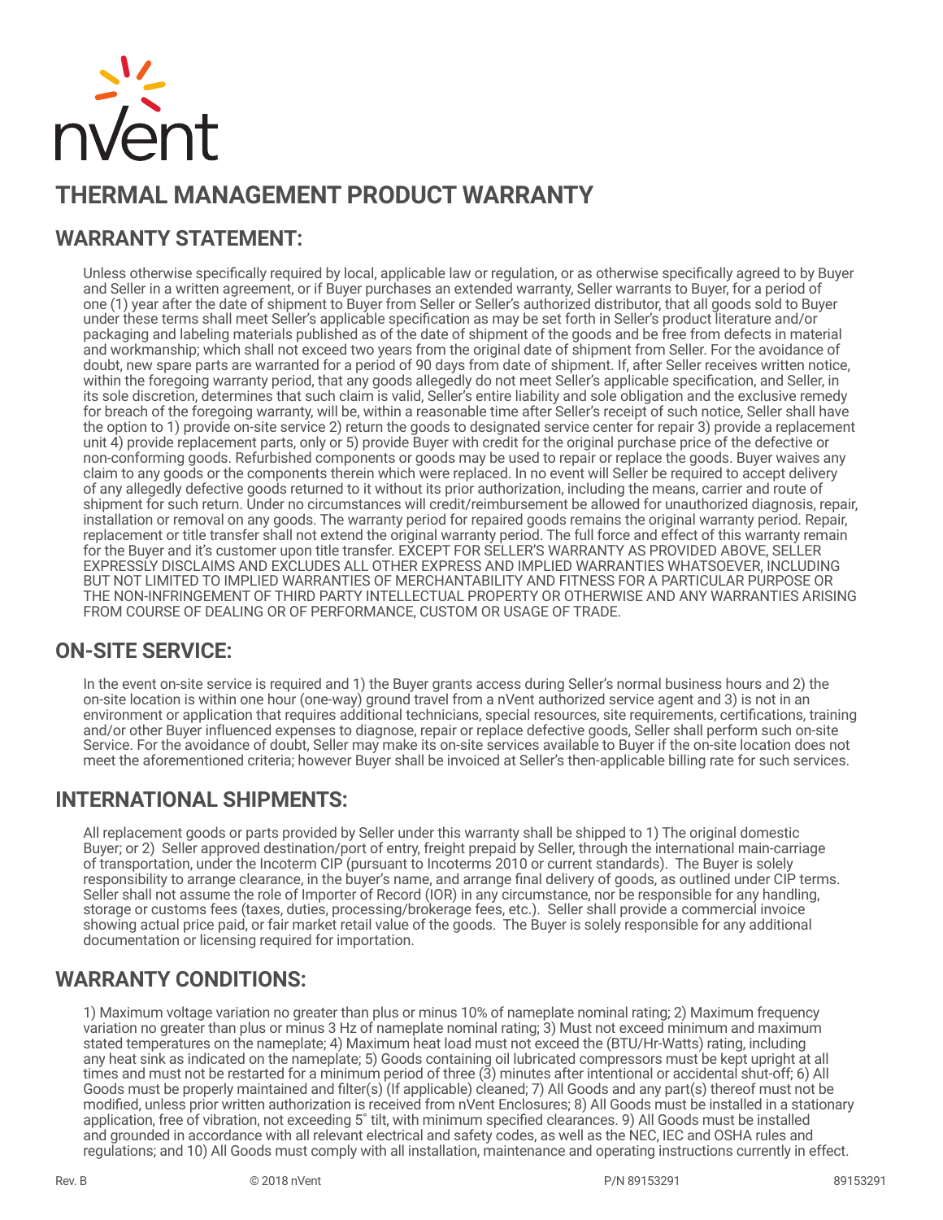nVent

# THERMAL MANAGEMENT PRODUCT WARRANTY

## WARRANTY STATEMENT:

Unless otherwise specifically required by local, applicable law or regulation, or as otherwise specifically agreed to by Buyer and Seller in a written agreement, or if Buyer purchases an extended warranty, Seller warrants to Buyer, for a period of one (1) year after the date of shipment to Buyer from Seller or Seller's authorized distributor, that all goods sold to Buyer under these terms shall meet Seller's applicable specification as may be set forth in Seller's product literature and/or packaging and labeling materials published as of the date of shipment of the goods and be free from defects in material and workmanship; which shall not exceed two years from the original date of shipment from Seller. For the avoidance of doubt, new spare parts are warranted for a period of 90 days from date of shipment. If, after Seller receives written notice, within the foregoing warranty period, that any goods allegedly do not meet Seller's applicable specification, and Seller, in its sole discretion, determines that such claim is valid, Seller's entire liability and sole obligation and the exclusive remedy for breach of the foregoing warranty, will be, within a reasonable time after Seller's receipt of such notice, Seller shall have the option to 1) provide on-site service 2) return the goods to designated service center for repair 3) provide a replacement unit 4) provide replacement parts, only or 5) provide Buyer with credit for the original purchase price of the defective or non-conforming goods. Refurbished components or goods may be used to repair or replace the goods. Buyer waives any claim to any goods or the components therein which were replaced. In no event will Seller be required to accept delivery of any allegedly defective goods returned to it without its prior authorization, including the means, carrier and route of shipment for such return. Under no circumstances will credit/reimbursement be allowed for unauthorized diagnosis, repair, installation or removal on any goods. The warranty period for repaired goods remains the original warranty period. Repair, replacement or title transfer shall not extend the original warranty period. The full force and effect of this warranty remain for the Buyer and it's customer upon title transfer. EXCEPT FOR SELLER'S WARRANTY AS PROVIDED ABOVE, SELLER EXPRESSLY DISCLAIMS AND EXCLUDES ALL OTHER EXPRESS AND IMPLIED WARRANTIES WHATSOEVER, INCLUDING BUT NOT LIMITED TO IMPLIED WARRANTIES OF MERCHANTABILITY AND FITNESS FOR A PARTICULAR PURPOSE OR THE NON-INFRINGEMENT OF THIRD PARTY INTELLECTUAL PROPERTY OR OTHERWISE AND ANY WARRANTIES ARISING FROM COURSE OF DEALING OR OF PERFORMANCE, CUSTOM OR USAGE OF TRADE.

## ON-SITE SERVICE:

In the event on-site service is required and 1) the Buyer grants access during Seller's normal business hours and 2) the on-site location is within one hour (one-way) ground travel from a nVent authorized service agent and 3) is not in an environment or application that requires additional technicians, special resources, site requirements, certifications, training and/or other Buyer influenced expenses to diagnose, repair or replace defective goods, Seller shall perform such on-site Service. For the avoidance of doubt, Seller may make its on-site services available to Buyer if the on-site location does not meet the aforementioned criteria; however Buyer shall be invoiced at Seller's then-applicable billing rate for such services.

## INTERNATIONAL SHIPMENTS:

All replacement goods or parts provided by Seller under this warranty shall be shipped to 1) The original domestic Buyer; or 2) Seller approved destination/port of entry, freight prepaid by Seller, through the international main-carriage of transportation, under the Incoterm CIP (pursuant to Incoterms 2010 or current standards). The Buyer is solely responsibility to arrange clearance, in the buyer's name, and arrange final delivery of goods, as outlined under CIP terms. Seller shall not assume the role of Importer of Record (IOR) in any circumstance, nor be responsible for any handling, storage or customs fees (taxes, duties, processing/brokerage fees, etc.). Seller shall provide a commercial invoice showing actual price paid, or fair market retail value of the goods. The Buyer is solely responsible for any additional documentation or licensing required for importation.

## WARRANTY CONDITIONS:

1) Maximum voltage variation no greater than plus or minus 10% of nameplate nominal rating; 2) Maximum frequency variation no greater than plus or minus 3 Hz of nameplate nominal rating; 3) Must not exceed minimum and maximum stated temperatures on the nameplate; 4) Maximum heat load must not exceed the (BTU/Hr-Watts) rating, including any heat sink as indicated on the nameplate; 5) Goods containing oil lubricated compressors must be kept upright at all times and must not be restarted for a minimum period of three (3) minutes after intentional or accidental shut-off; 6) All Goods must be properly maintained and filter(s) (If applicable) cleaned; 7) All Goods and any part(s) thereof must not be modified, unless prior written authorization is received from nVent Enclosures; 8) All Goods must be installed in a stationary application, free of vibration, not exceeding 5° tilt, with minimum specified clearances. 9) All Goods must be installed and grounded in accordance with all relevant electrical and safety codes, as well as the NEC, IEC and OSHA rules and regulations; and 10) All Goods must comply with all installation, maintenance and operating instructions currently in effect.

Rev. B © 2018 nVent P/N 89153291 89153291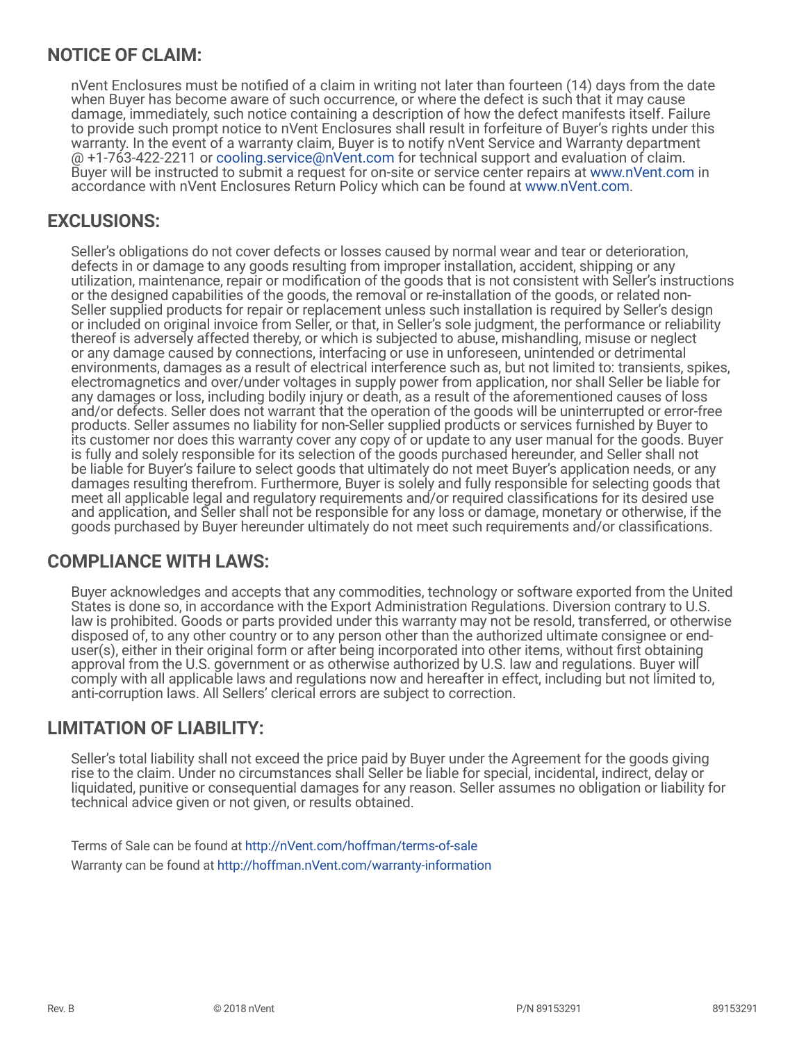## NOTICE OF CLAIM:

nVent Enclosures must be notified of a claim in writing not later than fourteen (14) days from the date when Buyer has become aware of such occurrence, or where the defect is such that it may cause damage, immediately, such notice containing a description of how the defect manifests itself. Failure to provide such prompt notice to nVent Enclosures shall result in forfeiture of Buyer's rights under this warranty. In the event of a warranty claim, Buyer is to notify nVent Service and Warranty department @ +1-763-422-2211 or cooling.service@nVent.com for technical support and evaluation of claim. Buyer will be instructed to submit a request for on-site or service center repairs at www.nVent.com in accordance with nVent Enclosures Return Policy which can be found at www.nVent.com.

## EXCLUSIONS:

Seller's obligations do not cover defects or losses caused by normal wear and tear or deterioration, defects in or damage to any goods resulting from improper installation, accident, shipping or any utilization, maintenance, repair or modification of the goods that is not consistent with Seller's instructions or the designed capabilities of the goods, the removal or re-installation of the goods, or related non-Seller supplied products for repair or replacement unless such installation is required by Seller's design or included on original invoice from Seller, or that, in Seller's sole judgment, the performance or reliability thereof is adversely affected thereby, or which is subjected to abuse, mishandling, misuse or neglect or any damage caused by connections, interfacing or use in unforeseen, unintended or detrimental environments, damages as a result of electrical interference such as, but not limited to: transients, spikes, electromagnetics and over/under voltages in supply power from application, nor shall Seller be liable for any damages or loss, including bodily injury or death, as a result of the aforementioned causes of loss and/or defects. Seller does not warrant that the operation of the goods will be uninterrupted or error-free products. Seller assumes no liability for non-Seller supplied products or services furnished by Buyer to its customer nor does this warranty cover any copy of or update to any user manual for the goods. Buyer is fully and solely responsible for its selection of the goods purchased hereunder, and Seller shall not be liable for Buyer's failure to select goods that ultimately do not meet Buyer's application needs, or any damages resulting therefrom. Furthermore, Buyer is solely and fully responsible for selecting goods that meet all applicable legal and regulatory requirements and/or required classifications for its desired use and application, and Seller shall not be responsible for any loss or damage, monetary or otherwise, if the goods purchased by Buyer hereunder ultimately do not meet such requirements and/or classifications.

## COMPLIANCE WITH LAWS:

Buyer acknowledges and accepts that any commodities, technology or software exported from the United States is done so, in accordance with the Export Administration Regulations. Diversion contrary to U.S. law is prohibited. Goods or parts provided under this warranty may not be resold, transferred, or otherwise disposed of, to any other country or to any person other than the authorized ultimate consignee or end-user(s), either in their original form or after being incorporated into other items, without first obtaining approval from the U.S. government or as otherwise authorized by U.S. law and regulations. Buyer will comply with all applicable laws and regulations now and hereafter in effect, including but not limited to, anti-corruption laws. All Sellers' clerical errors are subject to correction.

## LIMITATION OF LIABILITY:

Seller's total liability shall not exceed the price paid by Buyer under the Agreement for the goods giving rise to the claim. Under no circumstances shall Seller be liable for special, incidental, indirect, delay or liquidated, punitive or consequential damages for any reason. Seller assumes no obligation or liability for technical advice given or not given, or results obtained.

Terms of Sale can be found at http://nVent.com/hoffman/terms-of-sale

Warranty can be found at http://hoffman.nVent.com/warranty-information

Rev. B © 2018 nVent P/N 89153291 89153291